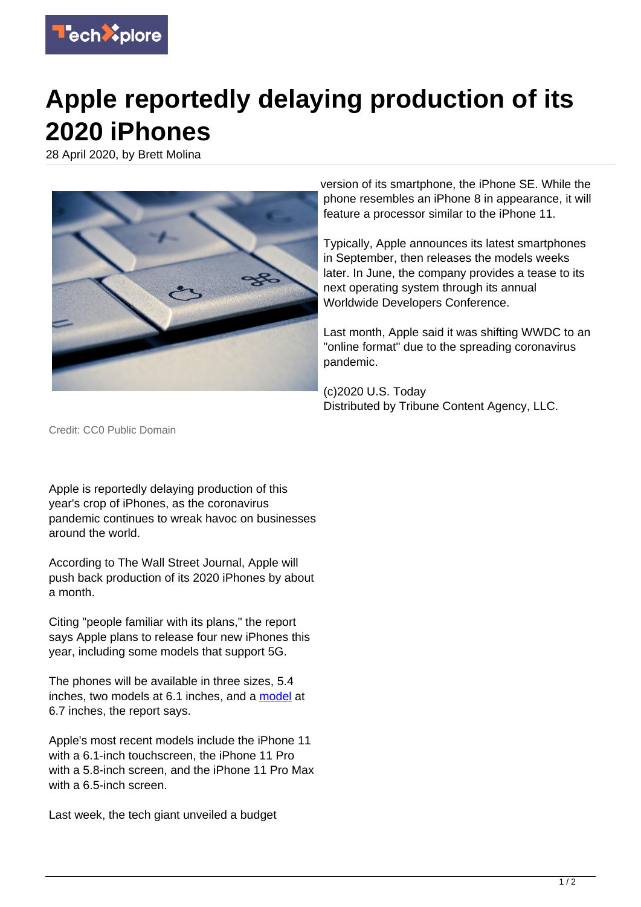# Apple reportedly delaying production of its 2020 iPhones

28 April 2020, by Brett Molina

Credit: CC0 Public Domain

Apple is reportedly delaying production of this year's crop of iPhones, as the coronavirus pandemic continues to wreak havoc on businesses around the world.

According to The Wall Street Journal, Apple will push back production of its 2020 iPhones by about a month.

Citing "people familiar with its plans," the report says Apple plans to release four new iPhones this year, including some models that support 5G.

The phones will be available in three sizes, 5.4 inches, two models at 6.1 inches, and a model at 6.7 inches, the report says.

Apple's most recent models include the iPhone 11 with a 6.1-inch touchscreen, the iPhone 11 Pro with a 5.8-inch screen, and the iPhone 11 Pro Max with a 6.5-inch screen.

Last week, the tech giant unveiled a budget version of its smartphone, the iPhone SE. While the phone resembles an iPhone 8 in appearance, it will feature a processor similar to the iPhone 11.

Typically, Apple announces its latest smartphones in September, then releases the models weeks later. In June, the company provides a tease to its next operating system through its annual Worldwide Developers Conference.

Last month, Apple said it was shifting WWDC to an "online format" due to the spreading coronavirus pandemic.

(c)2020 U.S. Today
Distributed by Tribune Content Agency, LLC.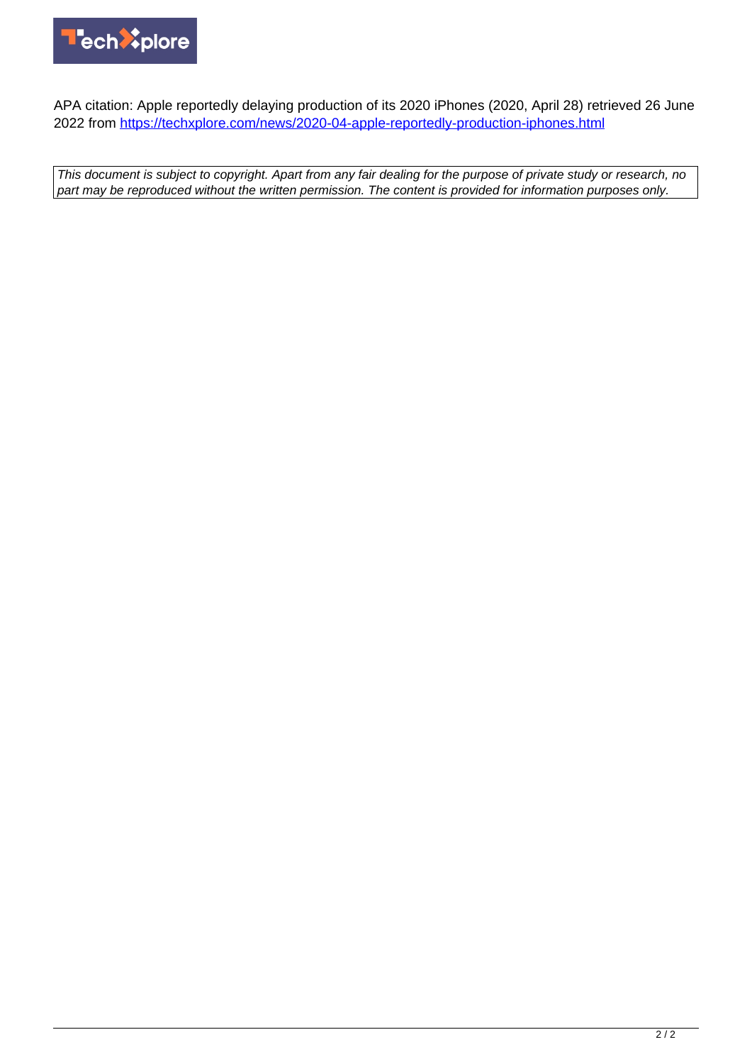APA citation: Apple reportedly delaying production of its 2020 iPhones (2020, April 28) retrieved 26 June 2022 from https://techxplore.com/news/2020-04-apple-reportedly-production-iphones.html

*This document is subject to copyright. Apart from any fair dealing for the purpose of private study or research, no part may be reproduced without the written permission. The content is provided for information purposes only.*